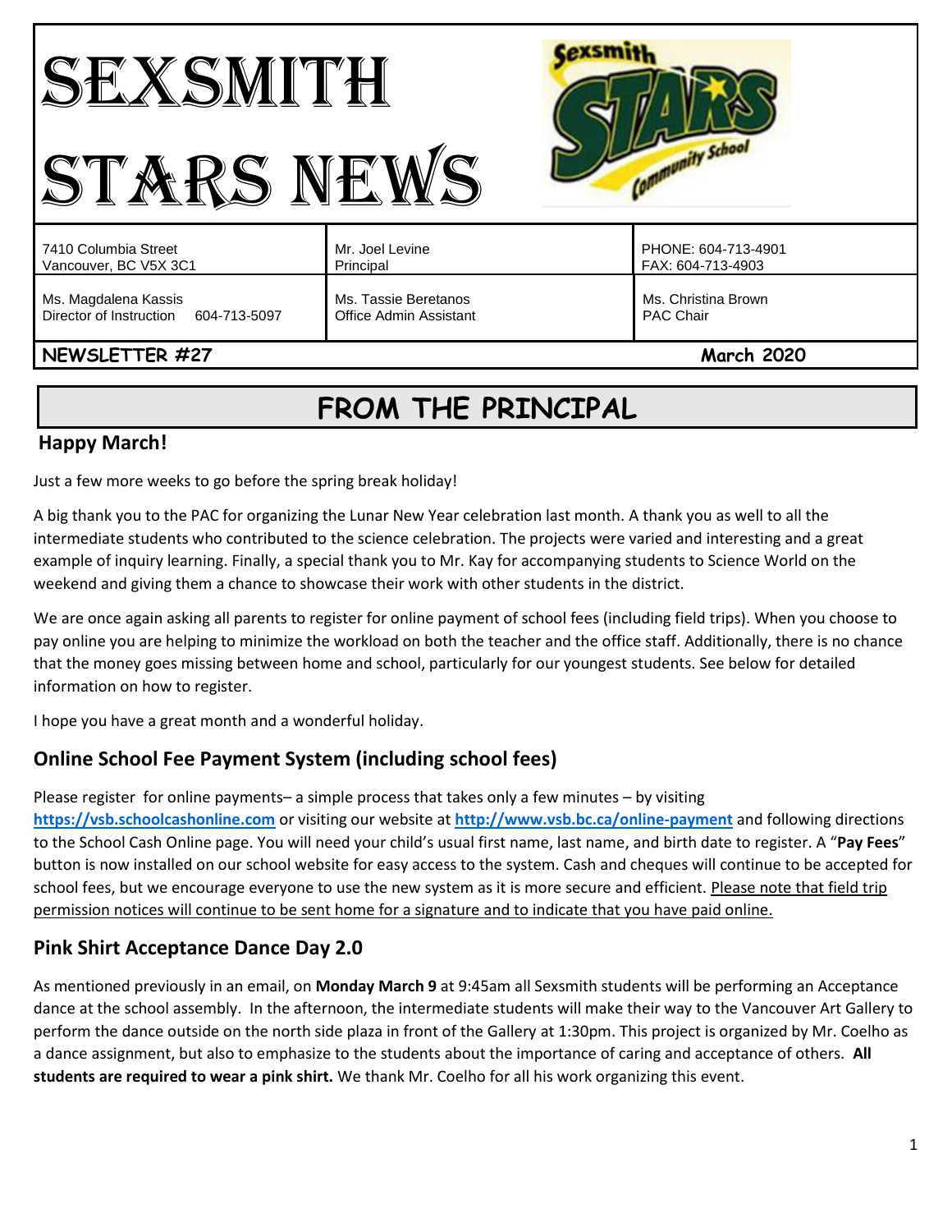# SEXSMITH STARS NEWS

| 7410 Columbia Street<br>Vancouver, BC V5X 3C1 | Mr. Joel Levine<br>Principal | PHONE: 604-713-4901<br>FAX: 604-713-4903 |
|---|---|---|
| Ms. Magdalena Kassis<br>Director of Instruction 604-713-5097 | Ms. Tassie Beretanos<br>Office Admin Assistant | Ms. Christina Brown<br>PAC Chair |

**NEWSLETTER #27** **March 2020**

## FROM THE PRINCIPAL

### Happy March!

Just a few more weeks to go before the spring break holiday!

A big thank you to the PAC for organizing the Lunar New Year celebration last month. A thank you as well to all the intermediate students who contributed to the science celebration. The projects were varied and interesting and a great example of inquiry learning. Finally, a special thank you to Mr. Kay for accompanying students to Science World on the weekend and giving them a chance to showcase their work with other students in the district.

We are once again asking all parents to register for online payment of school fees (including field trips). When you choose to pay online you are helping to minimize the workload on both the teacher and the office staff. Additionally, there is no chance that the money goes missing between home and school, particularly for our youngest students. See below for detailed information on how to register.

I hope you have a great month and a wonderful holiday.

### Online School Fee Payment System (including school fees)

Please register for online payments– a simple process that takes only a few minutes – by visiting **https://vsb.schoolcashonline.com** or visiting our website at **http://www.vsb.bc.ca/online-payment** and following directions to the School Cash Online page. You will need your child's usual first name, last name, and birth date to register. A "**Pay Fees**" button is now installed on our school website for easy access to the system. Cash and cheques will continue to be accepted for school fees, but we encourage everyone to use the new system as it is more secure and efficient. Please note that field trip permission notices will continue to be sent home for a signature and to indicate that you have paid online.

### Pink Shirt Acceptance Dance Day 2.0

As mentioned previously in an email, on **Monday March 9** at 9:45am all Sexsmith students will be performing an Acceptance dance at the school assembly. In the afternoon, the intermediate students will make their way to the Vancouver Art Gallery to perform the dance outside on the north side plaza in front of the Gallery at 1:30pm. This project is organized by Mr. Coelho as a dance assignment, but also to emphasize to the students about the importance of caring and acceptance of others. **All students are required to wear a pink shirt.** We thank Mr. Coelho for all his work organizing this event.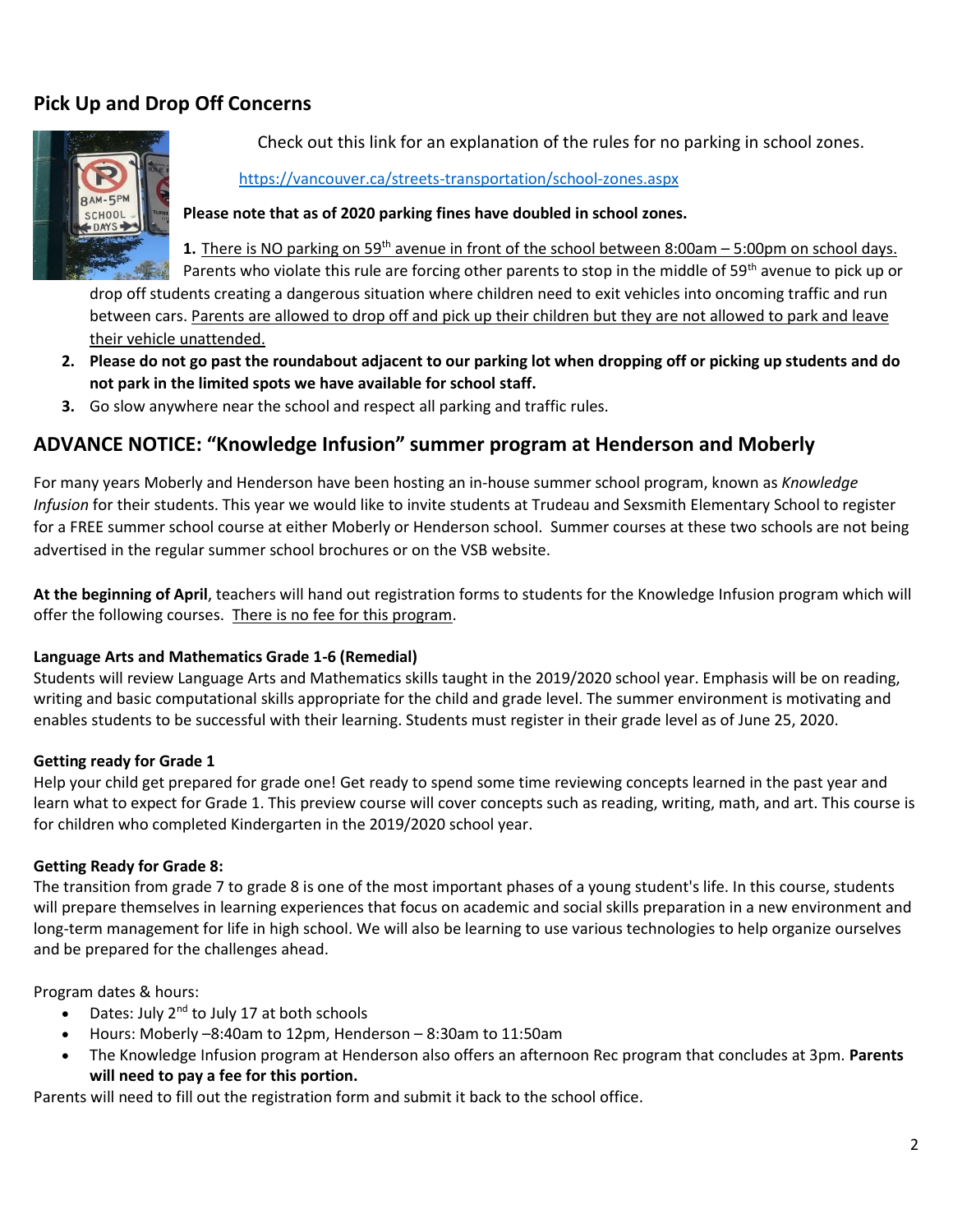## Pick Up and Drop Off Concerns

Check out this link for an explanation of the rules for no parking in school zones.

https://vancouver.ca/streets-transportation/school-zones.aspx

**Please note that as of 2020 parking fines have doubled in school zones.**

1. There is NO parking on 59th avenue in front of the school between 8:00am – 5:00pm on school days. Parents who violate this rule are forcing other parents to stop in the middle of 59th avenue to pick up or drop off students creating a dangerous situation where children need to exit vehicles into oncoming traffic and run between cars. Parents are allowed to drop off and pick up their children but they are not allowed to park and leave their vehicle unattended.
2. **Please do not go past the roundabout adjacent to our parking lot when dropping off or picking up students and do not park in the limited spots we have available for school staff.**
3. Go slow anywhere near the school and respect all parking and traffic rules.

## ADVANCE NOTICE: "Knowledge Infusion" summer program at Henderson and Moberly

For many years Moberly and Henderson have been hosting an in-house summer school program, known as *Knowledge Infusion* for their students. This year we would like to invite students at Trudeau and Sexsmith Elementary School to register for a FREE summer school course at either Moberly or Henderson school. Summer courses at these two schools are not being advertised in the regular summer school brochures or on the VSB website.

**At the beginning of April**, teachers will hand out registration forms to students for the Knowledge Infusion program which will offer the following courses. There is no fee for this program.

**Language Arts and Mathematics Grade 1-6 (Remedial)**
Students will review Language Arts and Mathematics skills taught in the 2019/2020 school year. Emphasis will be on reading, writing and basic computational skills appropriate for the child and grade level. The summer environment is motivating and enables students to be successful with their learning. Students must register in their grade level as of June 25, 2020.

**Getting ready for Grade 1**
Help your child get prepared for grade one! Get ready to spend some time reviewing concepts learned in the past year and learn what to expect for Grade 1. This preview course will cover concepts such as reading, writing, math, and art. This course is for children who completed Kindergarten in the 2019/2020 school year.

**Getting Ready for Grade 8:**
The transition from grade 7 to grade 8 is one of the most important phases of a young student's life. In this course, students will prepare themselves in learning experiences that focus on academic and social skills preparation in a new environment and long-term management for life in high school. We will also be learning to use various technologies to help organize ourselves and be prepared for the challenges ahead.

Program dates & hours:

- Dates: July 2nd to July 17 at both schools
- Hours: Moberly –8:40am to 12pm, Henderson – 8:30am to 11:50am
- The Knowledge Infusion program at Henderson also offers an afternoon Rec program that concludes at 3pm. **Parents will need to pay a fee for this portion.**

Parents will need to fill out the registration form and submit it back to the school office.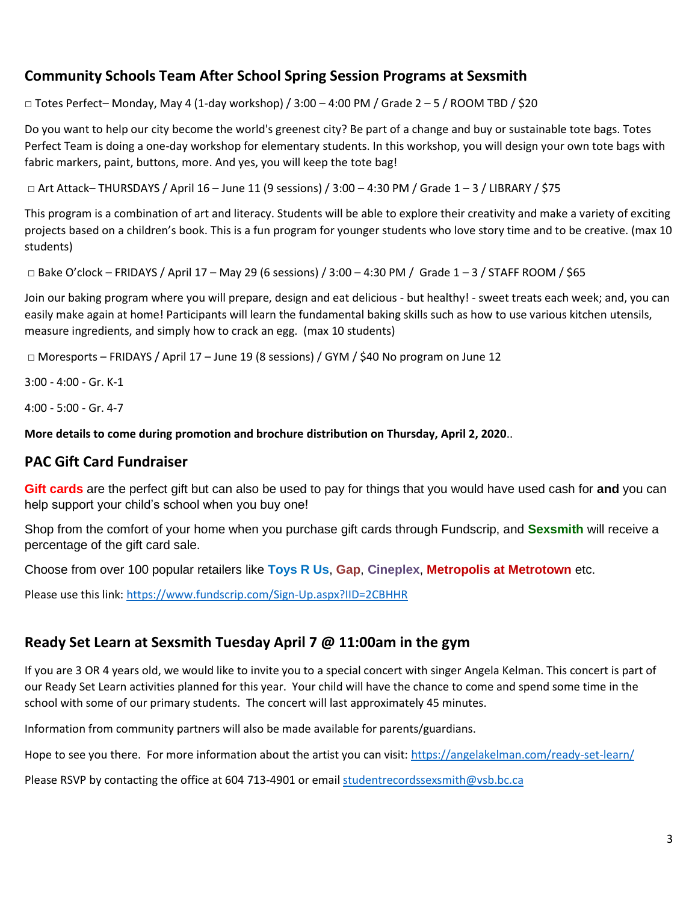## Community Schools Team After School Spring Session Programs at Sexsmith

□ Totes Perfect– Monday, May 4 (1-day workshop) / 3:00 – 4:00 PM / Grade 2 – 5 / ROOM TBD / $20

Do you want to help our city become the world's greenest city? Be part of a change and buy or sustainable tote bags. Totes Perfect Team is doing a one-day workshop for elementary students. In this workshop, you will design your own tote bags with fabric markers, paint, buttons, more. And yes, you will keep the tote bag!

□ Art Attack– THURSDAYS / April 16 – June 11 (9 sessions) / 3:00 – 4:30 PM / Grade 1 – 3 / LIBRARY / $75

This program is a combination of art and literacy. Students will be able to explore their creativity and make a variety of exciting projects based on a children's book. This is a fun program for younger students who love story time and to be creative. (max 10 students)

□ Bake O'clock – FRIDAYS / April 17 – May 29 (6 sessions) / 3:00 – 4:30 PM / Grade 1 – 3 / STAFF ROOM / $65

Join our baking program where you will prepare, design and eat delicious - but healthy! - sweet treats each week; and, you can easily make again at home! Participants will learn the fundamental baking skills such as how to use various kitchen utensils, measure ingredients, and simply how to crack an egg. (max 10 students)

□ Moresports – FRIDAYS / April 17 – June 19 (8 sessions) / GYM / $40 No program on June 12

3:00 - 4:00 - Gr. K-1

4:00 - 5:00 - Gr. 4-7

**More details to come during promotion and brochure distribution on Thursday, April 2, 2020**..

## PAC Gift Card Fundraiser

**Gift cards** are the perfect gift but can also be used to pay for things that you would have used cash for **and** you can help support your child's school when you buy one!

Shop from the comfort of your home when you purchase gift cards through Fundscrip, and **Sexsmith** will receive a percentage of the gift card sale.

Choose from over 100 popular retailers like **Toys R Us**, **Gap**, **Cineplex**, **Metropolis at Metrotown** etc.

Please use this link: https://www.fundscrip.com/Sign-Up.aspx?IID=2CBHHR

## Ready Set Learn at Sexsmith Tuesday April 7 @ 11:00am in the gym

If you are 3 OR 4 years old, we would like to invite you to a special concert with singer Angela Kelman. This concert is part of our Ready Set Learn activities planned for this year. Your child will have the chance to come and spend some time in the school with some of our primary students. The concert will last approximately 45 minutes.

Information from community partners will also be made available for parents/guardians.

Hope to see you there. For more information about the artist you can visit: https://angelakelman.com/ready-set-learn/

Please RSVP by contacting the office at 604 713-4901 or email studentrecordssexsmith@vsb.bc.ca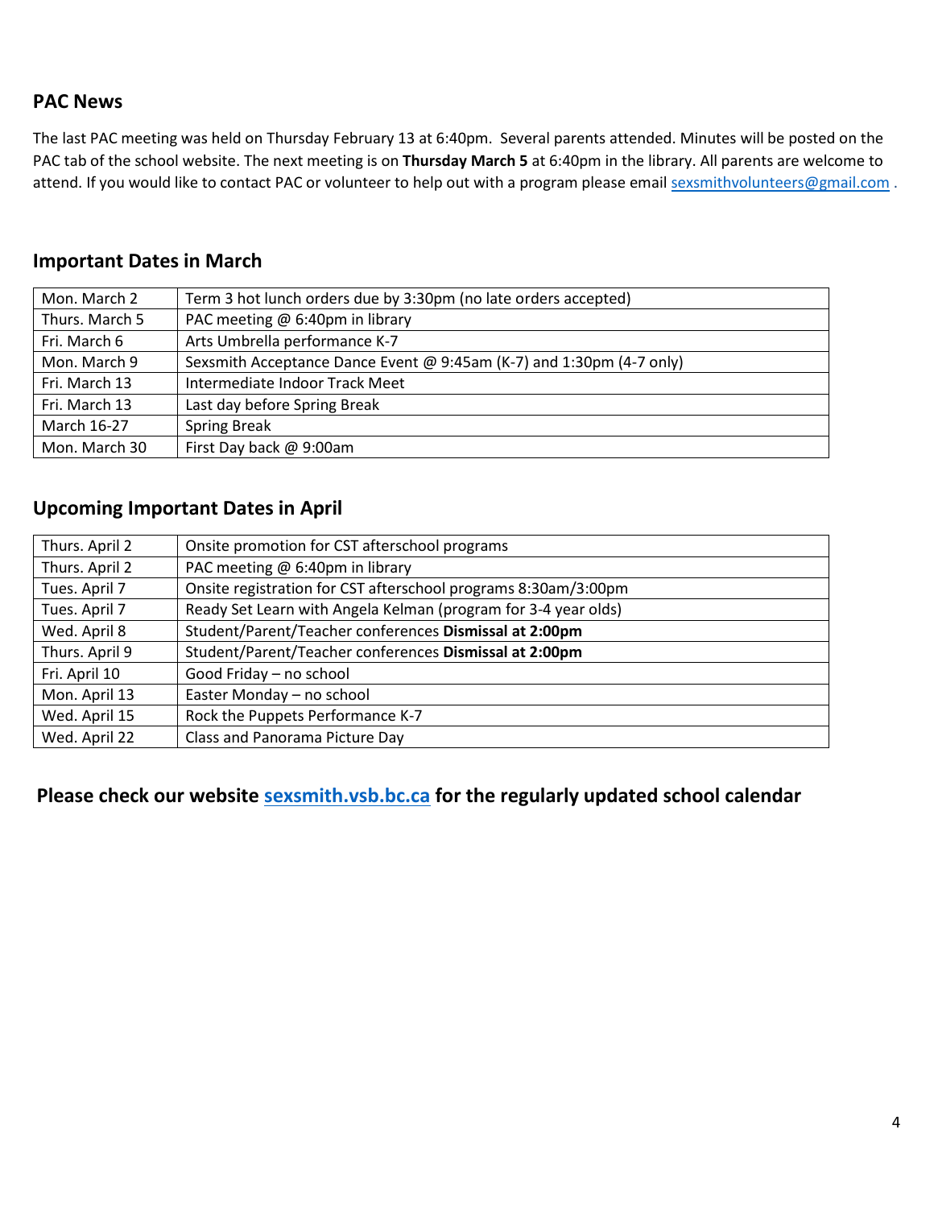## PAC News

The last PAC meeting was held on Thursday February 13 at 6:40pm. Several parents attended. Minutes will be posted on the PAC tab of the school website. The next meeting is on **Thursday March 5** at 6:40pm in the library. All parents are welcome to attend. If you would like to contact PAC or volunteer to help out with a program please email sexsmithvolunteers@gmail.com .

## Important Dates in March

| | |
|---|---|
| Mon. March 2 | Term 3 hot lunch orders due by 3:30pm (no late orders accepted) |
| Thurs. March 5 | PAC meeting @ 6:40pm in library |
| Fri. March 6 | Arts Umbrella performance K-7 |
| Mon. March 9 | Sexsmith Acceptance Dance Event @ 9:45am (K-7) and 1:30pm (4-7 only) |
| Fri. March 13 | Intermediate Indoor Track Meet |
| Fri. March 13 | Last day before Spring Break |
| March 16-27 | Spring Break |
| Mon. March 30 | First Day back @ 9:00am |

## Upcoming Important Dates in April

| | |
|---|---|
| Thurs. April 2 | Onsite promotion for CST afterschool programs |
| Thurs. April 2 | PAC meeting @ 6:40pm in library |
| Tues. April 7 | Onsite registration for CST afterschool programs 8:30am/3:00pm |
| Tues. April 7 | Ready Set Learn with Angela Kelman (program for 3-4 year olds) |
| Wed. April 8 | Student/Parent/Teacher conferences **Dismissal at 2:00pm** |
| Thurs. April 9 | Student/Parent/Teacher conferences **Dismissal at 2:00pm** |
| Fri. April 10 | Good Friday – no school |
| Mon. April 13 | Easter Monday – no school |
| Wed. April 15 | Rock the Puppets Performance K-7 |
| Wed. April 22 | Class and Panorama Picture Day |

**Please check our website sexsmith.vsb.bc.ca for the regularly updated school calendar**